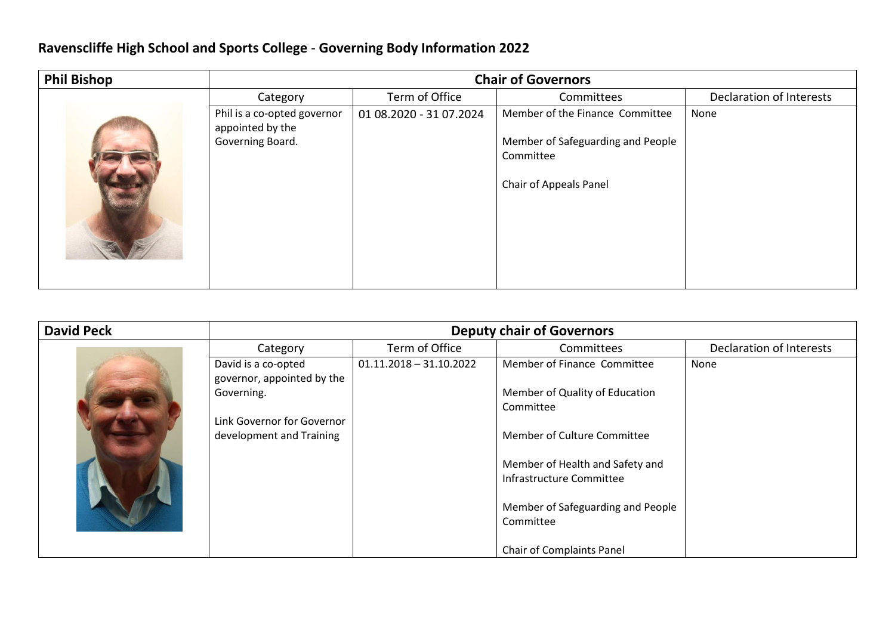# Ravenscliffe High School and Sports College - Governing Body Information 2022

| Phil Bishop | Chair of Governors | | | |
|---|---|---|---|---|
| | Category | Term of Office | Committees | Declaration of Interests |
| | Phil is a co-opted governor appointed by the Governing Board. | 01 08.2020 - 31 07.2024 | Member of the Finance Committee<br><br>Member of Safeguarding and People Committee<br><br>Chair of Appeals Panel | None |

| David Peck | Deputy chair of Governors | | | |
|---|---|---|---|---|
| | Category | Term of Office | Committees | Declaration of Interests |
| | David is a co-opted governor, appointed by the Governing.<br><br>Link Governor for Governor development and Training | 01.11.2018 – 31.10.2022 | Member of Finance Committee<br><br>Member of Quality of Education Committee<br><br>Member of Culture Committee<br><br>Member of Health and Safety and Infrastructure Committee<br><br>Member of Safeguarding and People Committee<br><br>Chair of Complaints Panel | None |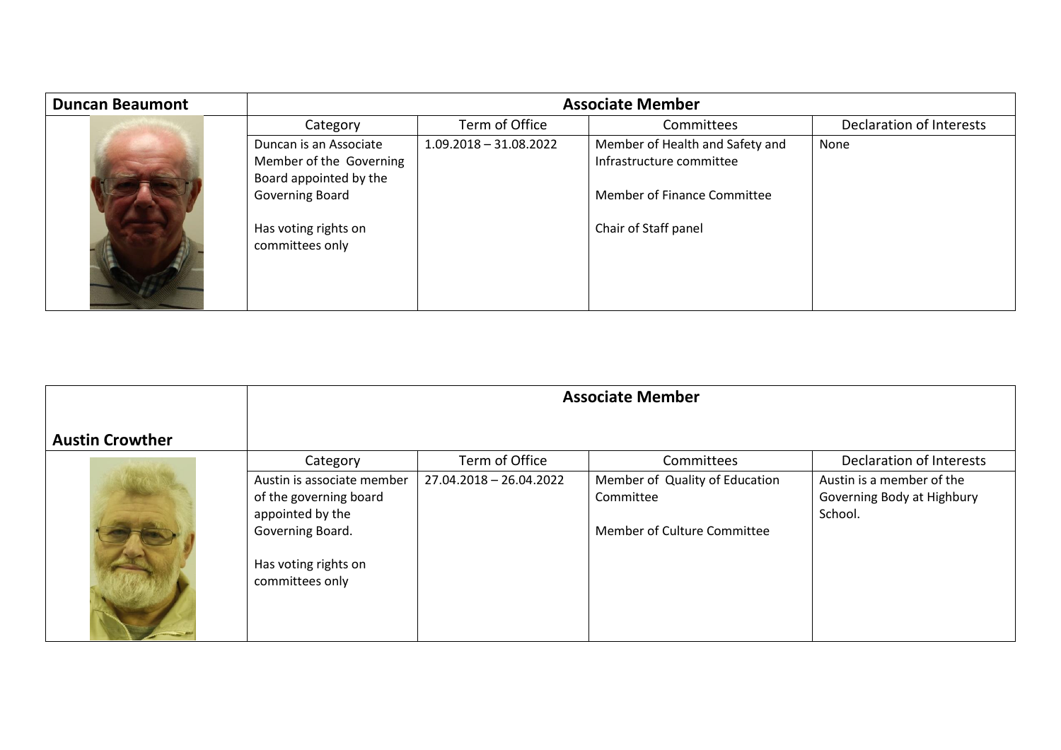| Duncan Beaumont | Associate Member | | | |
|---|---|---|---|---|
| | Category | Term of Office | Committees | Declaration of Interests |
| | Duncan is an Associate Member of the Governing Board appointed by the Governing Board<br><br>Has voting rights on committees only | 1.09.2018 – 31.08.2022 | Member of Health and Safety and Infrastructure committee<br><br>Member of Finance Committee<br><br>Chair of Staff panel | None |

| Austin Crowther | Associate Member | | | |
|---|---|---|---|---|
| | Category | Term of Office | Committees | Declaration of Interests |
| | Austin is associate member of the governing board appointed by the Governing Board.<br><br>Has voting rights on committees only | 27.04.2018 – 26.04.2022 | Member of Quality of Education Committee<br><br>Member of Culture Committee | Austin is a member of the Governing Body at Highbury School. |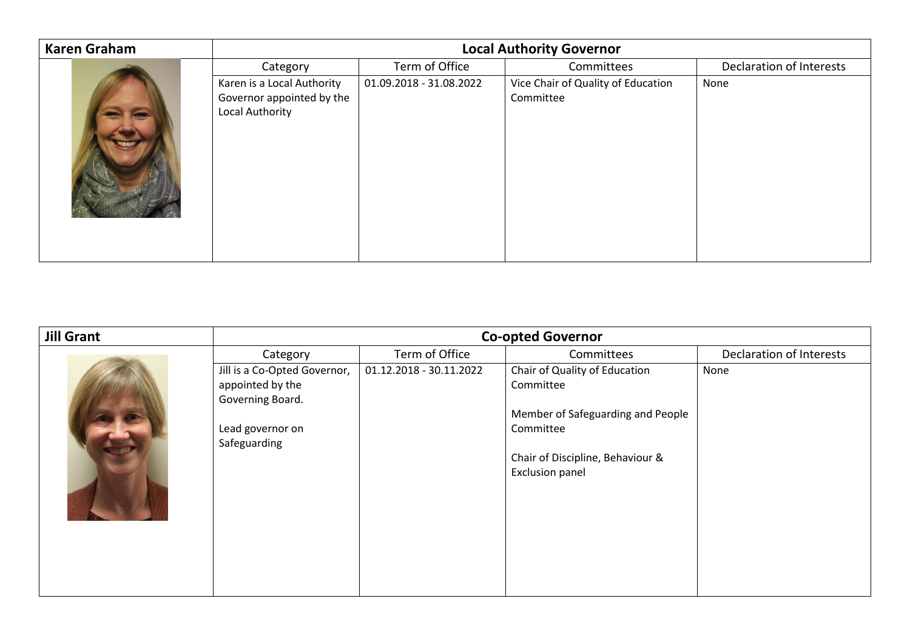| Karen Graham | Local Authority Governor | | | |
|---|---|---|---|---|
| | Category | Term of Office | Committees | Declaration of Interests |
| | Karen is a Local Authority Governor appointed by the Local Authority | 01.09.2018 - 31.08.2022 | Vice Chair of Quality of Education Committee | None |

| Jill Grant | Co-opted Governor | | | |
|---|---|---|---|---|
| | Category | Term of Office | Committees | Declaration of Interests |
| | Jill is a Co-Opted Governor, appointed by the Governing Board.<br><br>Lead governor on Safeguarding | 01.12.2018 - 30.11.2022 | Chair of Quality of Education Committee<br><br>Member of Safeguarding and People Committee<br><br>Chair of Discipline, Behaviour & Exclusion panel | None |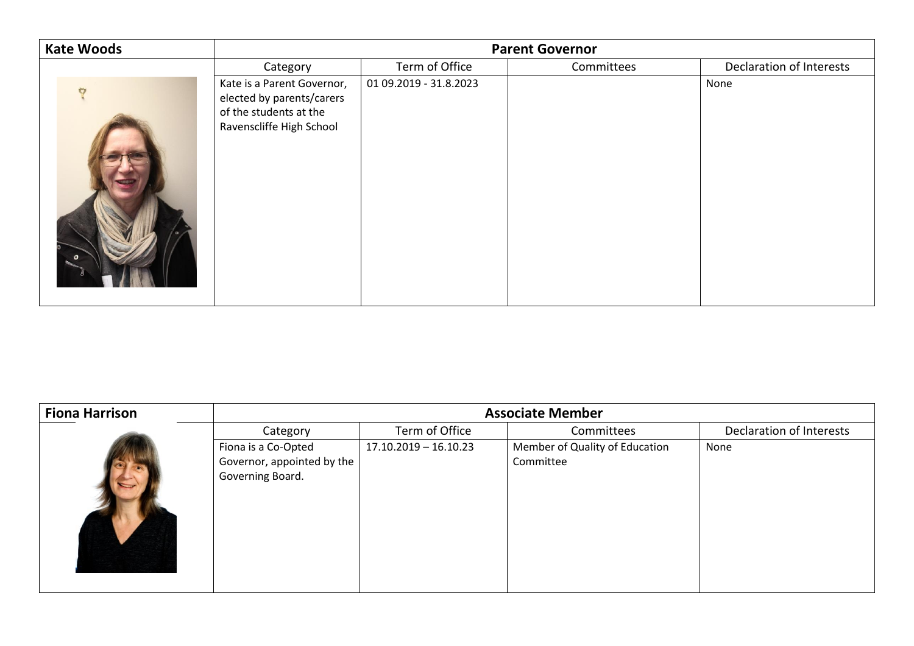| Kate Woods | Parent Governor | | | |
| --- | --- | --- | --- | --- |
| | Category | Term of Office | Committees | Declaration of Interests |
| | Kate is a Parent Governor, elected by parents/carers of the students at the Ravenscliffe High School | 01 09.2019 - 31.8.2023 | | None |

| Fiona Harrison | Associate Member | | | |
| --- | --- | --- | --- | --- |
| | Category | Term of Office | Committees | Declaration of Interests |
| | Fiona is a Co-Opted Governor, appointed by the Governing Board. | 17.10.2019 – 16.10.23 | Member of Quality of Education Committee | None |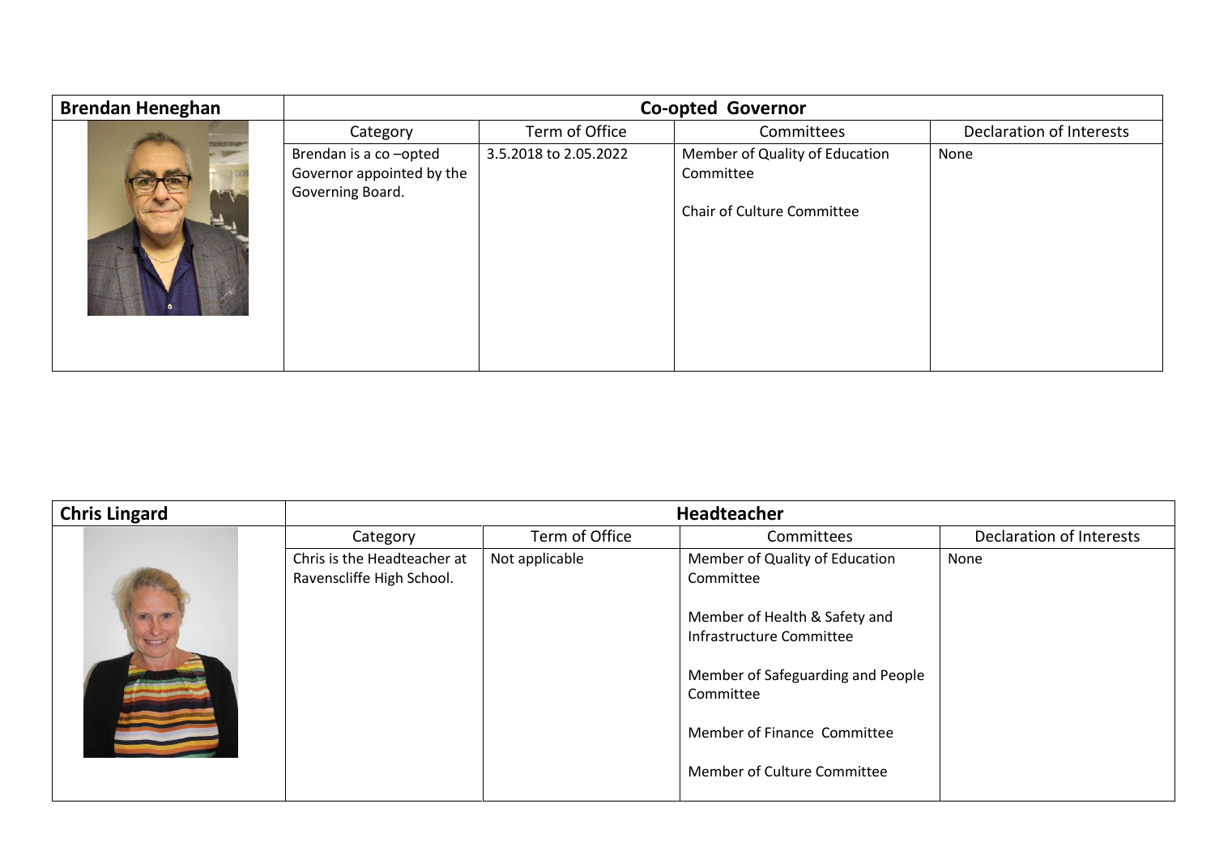| Brendan Heneghan | Co-opted Governor | | | |
|---|---|---|---|---|
| | Category | Term of Office | Committees | Declaration of Interests |
| | Brendan is a co –opted Governor appointed by the Governing Board. | 3.5.2018 to 2.05.2022 | Member of Quality of Education Committee<br><br>Chair of Culture Committee | None |

| Chris Lingard | Headteacher | | | |
|---|---|---|---|---|
| | Category | Term of Office | Committees | Declaration of Interests |
| | Chris is the Headteacher at Ravenscliffe High School. | Not applicable | Member of Quality of Education Committee<br><br>Member of Health & Safety and Infrastructure Committee<br><br>Member of Safeguarding and People Committee<br><br>Member of Finance Committee<br><br>Member of Culture Committee | None |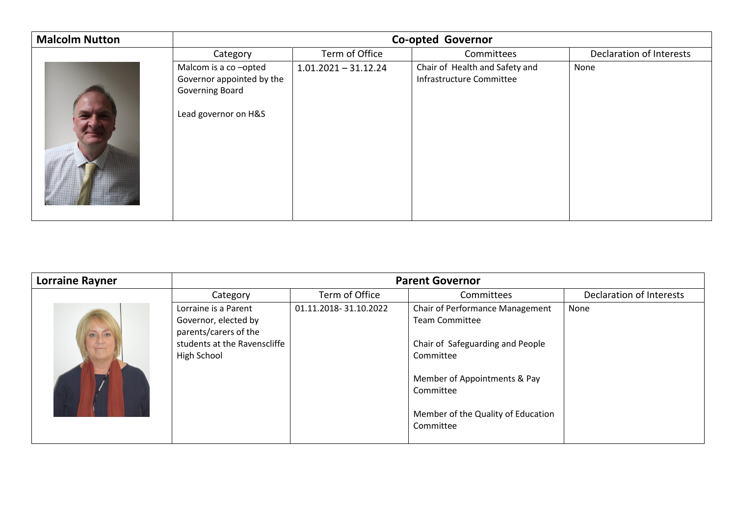| Malcolm Nutton | Co-opted Governor | | | |
|---|---|---|---|---|
| | Category | Term of Office | Committees | Declaration of Interests |
| | Malcom is a co –opted Governor appointed by the Governing Board<br><br>Lead governor on H&S | 1.01.2021 – 31.12.24 | Chair of Health and Safety and Infrastructure Committee | None |

| Lorraine Rayner | Parent Governor | | | |
|---|---|---|---|---|
| | Category | Term of Office | Committees | Declaration of Interests |
| | Lorraine is a Parent Governor, elected by parents/carers of the students at the Ravenscliffe High School | 01.11.2018- 31.10.2022 | Chair of Performance Management Team Committee<br><br>Chair of Safeguarding and People Committee<br><br>Member of Appointments & Pay Committee<br><br>Member of the Quality of Education Committee | None |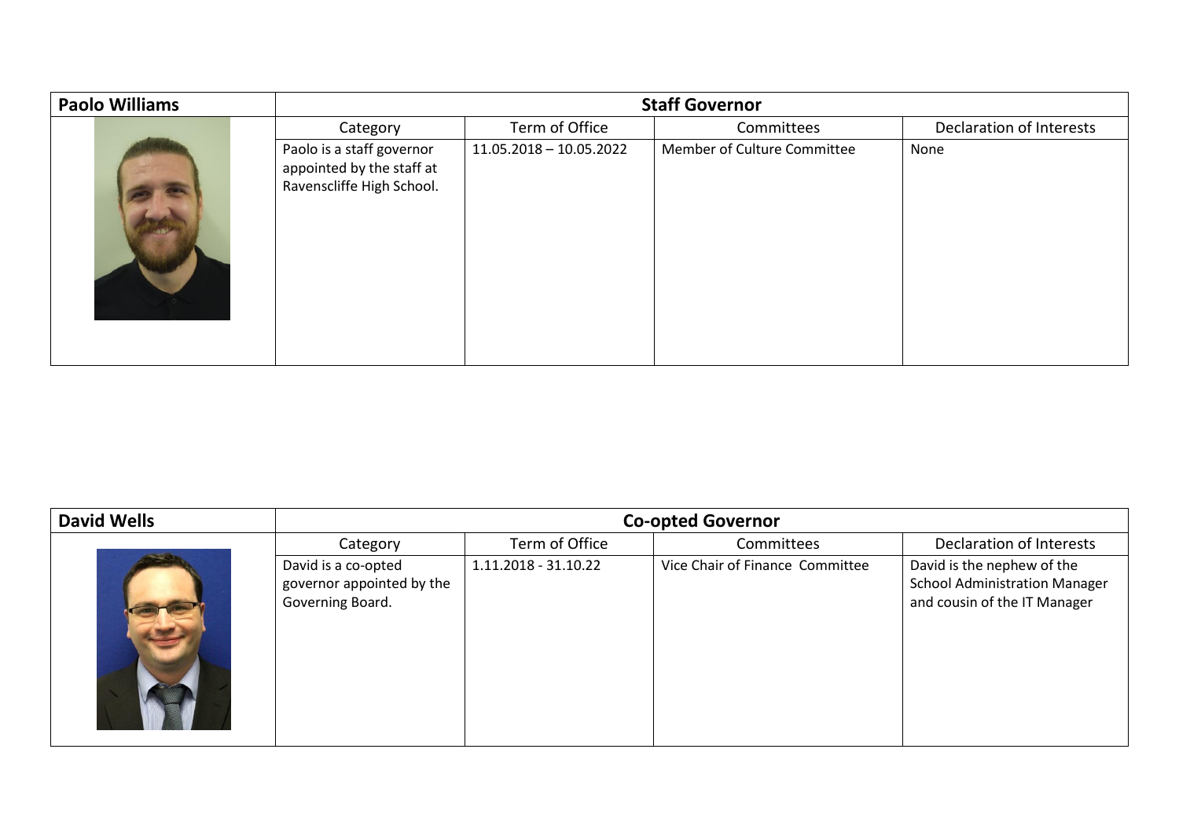| Paolo Williams | Staff Governor | | | |
|---|---|---|---|---|
| | Category | Term of Office | Committees | Declaration of Interests |
| | Paolo is a staff governor appointed by the staff at Ravenscliffe High School. | 11.05.2018 – 10.05.2022 | Member of Culture Committee | None |

| David Wells | Co-opted Governor | | | |
|---|---|---|---|---|
| | Category | Term of Office | Committees | Declaration of Interests |
| | David is a co-opted governor appointed by the Governing Board. | 1.11.2018 - 31.10.22 | Vice Chair of Finance Committee | David is the nephew of the School Administration Manager and cousin of the IT Manager |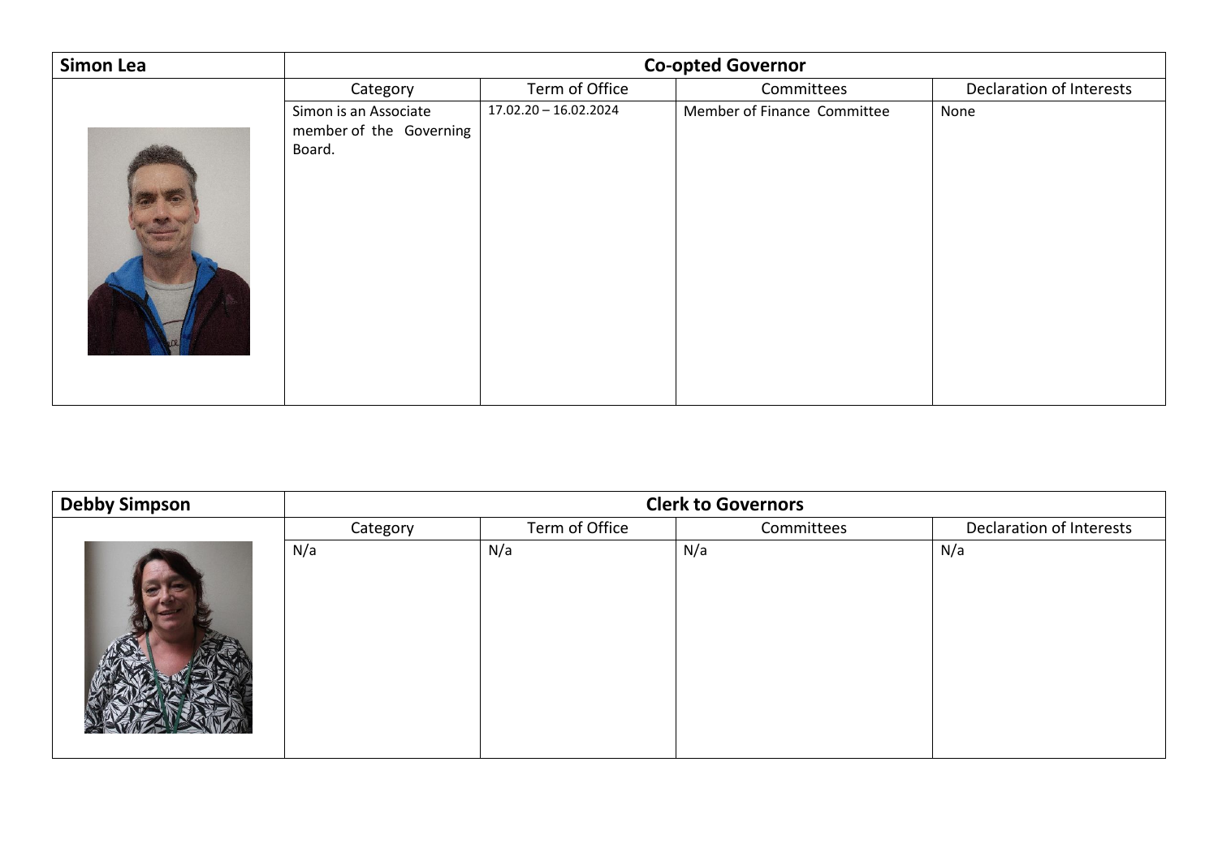| Simon Lea | Co-opted Governor | | | |
|---|---|---|---|---|
| | Category | Term of Office | Committees | Declaration of Interests |
| | Simon is an Associate member of the Governing Board. | 17.02.20 – 16.02.2024 | Member of Finance Committee | None |

| Debby Simpson | Clerk to Governors | | | |
|---|---|---|---|---|
| | Category | Term of Office | Committees | Declaration of Interests |
| | N/a | N/a | N/a | N/a |